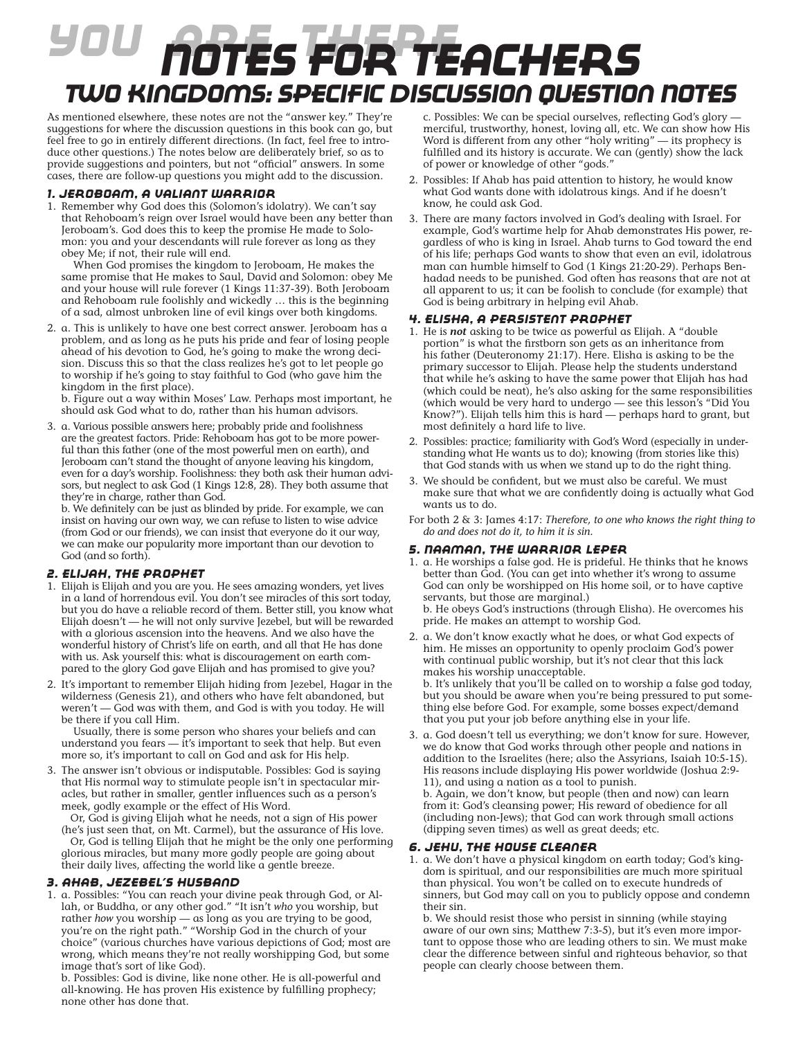# YOU ARE THERE NOTES FOR TEACHERS

## TWO KINGDOMS: SPECIFIC DISCUSSION QUESTION NOTES

As mentioned elsewhere, these notes are not the "answer key." They're suggestions for where the discussion questions in this book can go, but feel free to go in entirely different directions. (In fact, feel free to introduce other questions.) The notes below are deliberately brief, so as to provide suggestions and pointers, but not "official" answers. In some cases, there are follow-up questions you might add to the discussion.

### 1. JEROBOAM, A VALIANT WARRIOR

1. Remember why God does this (Solomon's idolatry). We can't say that Rehoboam's reign over Israel would have been any better than Jeroboam's. God does this to keep the promise He made to Solomon: you and your descendants will rule forever as long as they obey Me; if not, their rule will end.

   When God promises the kingdom to Jeroboam, He makes the same promise that He makes to Saul, David and Solomon: obey Me and your house will rule forever (1 Kings 11:37-39). Both Jeroboam and Rehoboam rule foolishly and wickedly … this is the beginning of a sad, almost unbroken line of evil kings over both kingdoms.

2. a. This is unlikely to have one best correct answer. Jeroboam has a problem, and as long as he puts his pride and fear of losing people ahead of his devotion to God, he's going to make the wrong decision. Discuss this so that the class realizes he's got to let people go to worship if he's going to stay faithful to God (who gave him the kingdom in the first place).

   b. Figure out a way within Moses' Law. Perhaps most important, he should ask God what to do, rather than his human advisors.

3. a. Various possible answers here; probably pride and foolishness are the greatest factors. Pride: Rehoboam has got to be more powerful than his father (one of the most powerful men on earth), and Jeroboam can't stand the thought of anyone leaving his kingdom, even for a day's worship. Foolishness: they both ask their human advisors, but neglect to ask God (1 Kings 12:8, 28). They both assume that they're in charge, rather than God.

   b. We definitely can be just as blinded by pride. For example, we can insist on having our own way, we can refuse to listen to wise advice (from God or our friends), we can insist that everyone do it our way, we can make our popularity more important than our devotion to God (and so forth).

### 2. ELIJAH, THE PROPHET

1. Elijah is Elijah and you are you. He sees amazing wonders, yet lives in a land of horrendous evil. You don't see miracles of this sort today, but you do have a reliable record of them. Better still, you know what Elijah doesn't — he will not only survive Jezebel, but will be rewarded with a glorious ascension into the heavens. And we also have the wonderful history of Christ's life on earth, and all that He has done with us. Ask yourself this: what is discouragement on earth compared to the glory God gave Elijah and has promised to give you?

2. It's important to remember Elijah hiding from Jezebel, Hagar in the wilderness (Genesis 21), and others who have felt abandoned, but weren't — God was with them, and God is with you today. He will be there if you call Him.

   Usually, there is some person who shares your beliefs and can understand you fears — it's important to seek that help. But even more so, it's important to call on God and ask for His help.

3. The answer isn't obvious or indisputable. Possibles: God is saying that His normal way to stimulate people isn't in spectacular miracles, but rather in smaller, gentler influences such as a person's meek, godly example or the effect of His Word.

   Or, God is giving Elijah what he needs, not a sign of His power (he's just seen that, on Mt. Carmel), but the assurance of His love.

   Or, God is telling Elijah that he might be the only one performing glorious miracles, but many more godly people are going about their daily lives, affecting the world like a gentle breeze.

### 3. AHAB, JEZEBEL'S HUSBAND

1. a. Possibles: "You can reach your divine peak through God, or Allah, or Buddha, or any other god." "It isn't *who* you worship, but rather *how* you worship — as long as you are trying to be good, you're on the right path." "Worship God in the church of your choice" (various churches have various depictions of God; most are wrong, which means they're not really worshipping God, but some image that's sort of like God).

   b. Possibles: God is divine, like none other. He is all-powerful and all-knowing. He has proven His existence by fulfilling prophecy; none other has done that.

   c. Possibles: We can be special ourselves, reflecting God's glory — merciful, trustworthy, honest, loving all, etc. We can show how His Word is different from any other "holy writing" — its prophecy is fulfilled and its history is accurate. We can (gently) show the lack of power or knowledge of other "gods."

2. Possibles: If Ahab has paid attention to history, he would know what God wants done with idolatrous kings. And if he doesn't know, he could ask God.

3. There are many factors involved in God's dealing with Israel. For example, God's wartime help for Ahab demonstrates His power, regardless of who is king in Israel. Ahab turns to God toward the end of his life; perhaps God wants to show that even an evil, idolatrous man can humble himself to God (1 Kings 21:20-29). Perhaps Ben-hadad needs to be punished. God often has reasons that are not at all apparent to us; it can be foolish to conclude (for example) that God is being arbitrary in helping evil Ahab.

### 4. ELISHA, A PERSISTENT PROPHET

1. He is ***not*** asking to be twice as powerful as Elijah. A "double portion" is what the firstborn son gets as an inheritance from his father (Deuteronomy 21:17). Here, Elisha is asking to be the primary successor to Elijah. Please help the students understand that while he's asking to have the same power that Elijah has had (which could be neat), he's also asking for the same responsibilities (which would be very hard to undergo — see this lesson's "Did You Know?"). Elijah tells him this is hard — perhaps hard to grant, but most definitely a hard life to live.

2. Possibles: practice; familiarity with God's Word (especially in understanding what He wants us to do); knowing (from stories like this) that God stands with us when we stand up to do the right thing.

3. We should be confident, but we must also be careful. We must make sure that what we are confidently doing is actually what God wants us to do.

For both 2 & 3: James 4:17: *Therefore, to one who knows the right thing to do and does not do it, to him it is sin.*

### 5. NAAMAN, THE WARRIOR LEPER

1. a. He worships a false god. He is prideful. He thinks that he knows better than God. (You can get into whether it's wrong to assume God can only be worshipped on His home soil, or to have captive servants, but those are marginal.)

   b. He obeys God's instructions (through Elisha). He overcomes his pride. He makes an attempt to worship God.

2. a. We don't know exactly what he does, or what God expects of him. He misses an opportunity to openly proclaim God's power with continual public worship, but it's not clear that this lack makes his worship unacceptable.

   b. It's unlikely that you'll be called on to worship a false god today, but you should be aware when you're being pressured to put something else before God. For example, some bosses expect/demand that you put your job before anything else in your life.

3. a. God doesn't tell us everything; we don't know for sure. However, we do know that God works through other people and nations in addition to the Israelites (here; also the Assyrians, Isaiah 10:5-15). His reasons include displaying His power worldwide (Joshua 2:9-11), and using a nation as a tool to punish.

   b. Again, we don't know, but people (then and now) can learn from it: God's cleansing power; His reward of obedience for all (including non-Jews); that God can work through small actions (dipping seven times) as well as great deeds; etc.

### 6. JEHU, THE HOUSE CLEANER

1. a. We don't have a physical kingdom on earth today; God's kingdom is spiritual, and our responsibilities are much more spiritual than physical. You won't be called on to execute hundreds of sinners, but God may call on you to publicly oppose and condemn their sin.

   b. We should resist those who persist in sinning (while staying aware of our own sins; Matthew 7:3-5), but it's even more important to oppose those who are leading others to sin. We must make clear the difference between sinful and righteous behavior, so that people can clearly choose between them.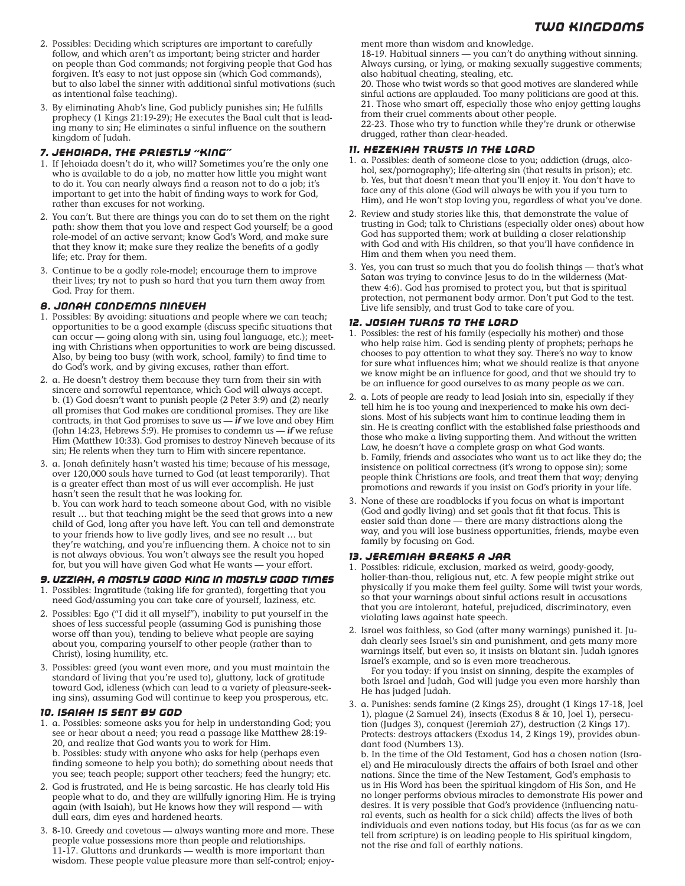2. Possibles: Deciding which scriptures are important to carefully follow, and which aren't as important; being stricter and harder on people than God commands; not forgiving people that God has forgiven. It's easy to not just oppose sin (which God commands), but to also label the sinner with additional sinful motivations (such as intentional false teaching).

3. By eliminating Ahab's line, God publicly punishes sin; He fulfills prophecy (1 Kings 21:19-29); He executes the Baal cult that is leading many to sin; He eliminates a sinful influence on the southern kingdom of Judah.

### 7. Jehoiada, the Priestly "King"

1. If Jehoiada doesn't do it, who will? Sometimes you're the only one who is available to do a job, no matter how little you might want to do it. You can nearly always find a reason not to do a job; it's important to get into the habit of finding ways to work for God, rather than excuses for not working.

2. You can't. But there are things you can do to set them on the right path: show them that you love and respect God yourself; be a good role-model of an active servant; know God's Word, and make sure that they know it; make sure they realize the benefits of a godly life; etc. Pray for them.

3. Continue to be a godly role-model; encourage them to improve their lives; try not to push so hard that you turn them away from God. Pray for them.

### 8. Jonah Condemns Nineveh

1. Possibles: By avoiding: situations and people where we can teach; opportunities to be a good example (discuss specific situations that can occur — going along with sin, using foul language, etc.); meeting with Christians when opportunities to work are being discussed. Also, by being too busy (with work, school, family) to find time to do God's work, and by giving excuses, rather than effort.

2. a. He doesn't destroy them because they turn from their sin with sincere and sorrowful repentance, which God will always accept.
b. (1) God doesn't want to punish people (2 Peter 3:9) and (2) nearly all promises that God makes are conditional promises. They are like contracts, in that God promises to save us — ***if*** we love and obey Him (John 14:23, Hebrews 5:9). He promises to condemn us — ***if*** we refuse Him (Matthew 10:33). God promises to destroy Nineveh because of its sin; He relents when they turn to Him with sincere repentance.

3. a. Jonah definitely hasn't wasted his time; because of his message, over 120,000 souls have turned to God (at least temporarily). That is a greater effect than most of us will ever accomplish. He just hasn't seen the result that he was looking for.
b. You can work hard to teach someone about God, with no visible result … but that teaching might be the seed that grows into a new child of God, long after you have left. You can tell and demonstrate to your friends how to live godly lives, and see no result … but they're watching, and you're influencing them. A choice not to sin is not always obvious. You won't always see the result you hoped for, but you will have given God what He wants — your effort.

### 9. Uzziah, a Mostly Good King in Mostly Good Times

1. Possibles: Ingratitude (taking life for granted), forgetting that you need God/assuming you can take care of yourself, laziness, etc.

2. Possibles: Ego ("I did it all myself"), inability to put yourself in the shoes of less successful people (assuming God is punishing those worse off than you), tending to believe what people are saying about you, comparing yourself to other people (rather than to Christ), losing humility, etc.

3. Possibles: greed (you want even more, and you must maintain the standard of living that you're used to), gluttony, lack of gratitude toward God, idleness (which can lead to a variety of pleasure-seeking sins), assuming God will continue to keep you prosperous, etc.

### 10. Isaiah Is Sent by God

1. a. Possibles: someone asks you for help in understanding God; you see or hear about a need; you read a passage like Matthew 28:19-20, and realize that God wants you to work for Him.
b. Possibles: study with anyone who asks for help (perhaps even finding someone to help you both); do something about needs that you see; teach people; support other teachers; feed the hungry; etc.

2. God is frustrated, and He is being sarcastic. He has clearly told His people what to do, and they are willfully ignoring Him. He is trying again (with Isaiah), but He knows how they will respond — with dull ears, dim eyes and hardened hearts.

3. 8-10. Greedy and covetous — always wanting more and more. These people value possessions more than people and relationships.
11-17. Gluttons and drunkards — wealth is more important than wisdom. These people value pleasure more than self-control; enjoyment more than wisdom and knowledge.
18-19. Habitual sinners — you can't do anything without sinning. Always cursing, or lying, or making sexually suggestive comments; also habitual cheating, stealing, etc.
20. Those who twist words so that good motives are slandered while sinful actions are applauded. Too many politicians are good at this.
21. Those who smart off, especially those who enjoy getting laughs from their cruel comments about other people.
22-23. Those who try to function while they're drunk or otherwise drugged, rather than clear-headed.

### 11. Hezekiah Trusts in the Lord

1. a. Possibles: death of someone close to you; addiction (drugs, alcohol, sex/pornography); life-altering sin (that results in prison); etc.
b. Yes, but that doesn't mean that you'll enjoy it. You don't have to face any of this alone (God will always be with you if you turn to Him), and He won't stop loving you, regardless of what you've done.

2. Review and study stories like this, that demonstrate the value of trusting in God; talk to Christians (especially older ones) about how God has supported them; work at building a closer relationship with God and with His children, so that you'll have confidence in Him and them when you need them.

3. Yes, you can trust so much that you do foolish things — that's what Satan was trying to convince Jesus to do in the wilderness (Matthew 4:6). God has promised to protect you, but that is spiritual protection, not permanent body armor. Don't put God to the test. Live life sensibly, and trust God to take care of you.

### 12. Josiah Turns to the Lord

1. Possibles: the rest of his family (especially his mother) and those who help raise him. God is sending plenty of prophets; perhaps he chooses to pay attention to what they say. There's no way to know for sure what influences him; what we should realize is that anyone we know might be an influence for good, and that we should try to be an influence for good ourselves to as many people as we can.

2. a. Lots of people are ready to lead Josiah into sin, especially if they tell him he is too young and inexperienced to make his own decisions. Most of his subjects want him to continue leading them in sin. He is creating conflict with the established false priesthoods and those who make a living supporting them. And without the written Law, he doesn't have a complete grasp on what God wants.
b. Family, friends and associates who want us to act like they do; the insistence on political correctness (it's wrong to oppose sin); some people think Christians are fools, and treat them that way; denying promotions and rewards if you insist on God's priority in your life.

3. None of these are roadblocks if you focus on what is important (God and godly living) and set goals that fit that focus. This is easier said than done — there are many distractions along the way, and you will lose business opportunities, friends, maybe even family by focusing on God.

### 13. Jeremiah Breaks a Jar

1. Possibles: ridicule, exclusion, marked as weird, goody-goody, holier-than-thou, religious nut, etc. A few people might strike out physically if you make them feel guilty. Some will twist your words, so that your warnings about sinful actions result in accusations that you are intolerant, hateful, prejudiced, discriminatory, even violating laws against hate speech.

2. Israel was faithless, so God (after many warnings) punished it. Judah clearly sees Israel's sin and punishment, and gets many more warnings itself, but even so, it insists on blatant sin. Judah ignores Israel's example, and so is even more treacherous.
For you today: if you insist on sinning, despite the examples of both Israel and Judah, God will judge you even more harshly than He has judged Judah.

3. a. Punishes: sends famine (2 Kings 25), drought (1 Kings 17-18, Joel 1), plague (2 Samuel 24), insects (Exodus 8 & 10, Joel 1), persecution (Judges 3), conquest (Jeremiah 27), destruction (2 Kings 17). Protects: destroys attackers (Exodus 14, 2 Kings 19), provides abundant food (Numbers 13).
b. In the time of the Old Testament, God has a chosen nation (Israel) and He miraculously directs the affairs of both Israel and other nations. Since the time of the New Testament, God's emphasis to us in His Word has been the spiritual kingdom of His Son, and He no longer performs obvious miracles to demonstrate His power and desires. It is very possible that God's providence (influencing natural events, such as health for a sick child) affects the lives of both individuals and even nations today, but His focus (as far as we can tell from scripture) is on leading people to His spiritual kingdom, not the rise and fall of earthly nations.